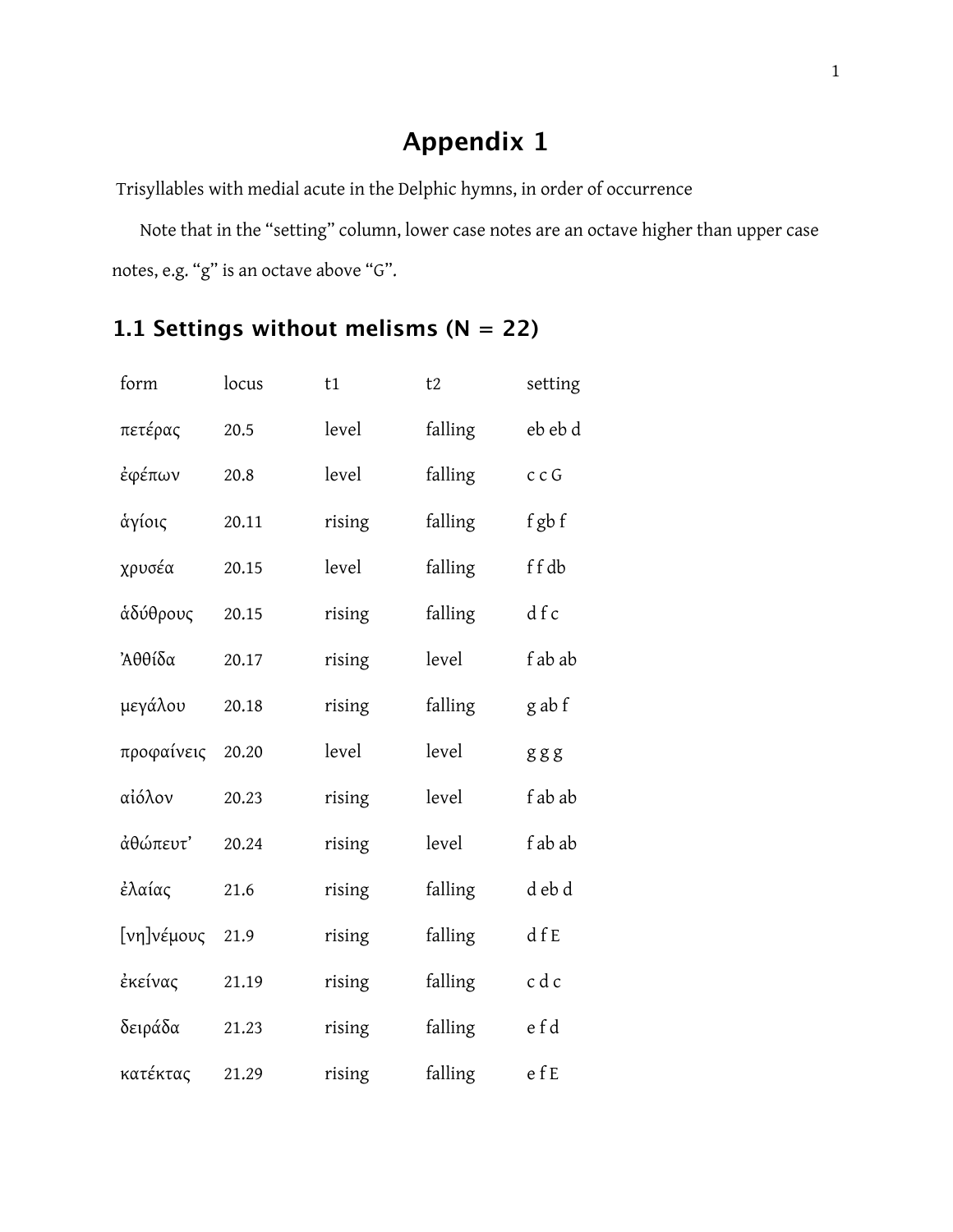# Appendix 1

Trisyllables with medial acute in the Delphic hymns, in order of occurrence

Note that in the "setting" column, lower case notes are an octave higher than upper case notes, e.g. "g" is an octave above "G".

## 1.1 Settings without melisms (N = 22)

| form | locus | t1 | t2 | setting |
|---|---|---|---|---|
| πετέρας | 20.5 | level | falling | eb eb d |
| ἐφέπων | 20.8 | level | falling | c c G |
| ἁγίοις | 20.11 | rising | falling | f gb f |
| χρυσέα | 20.15 | level | falling | f f db |
| ἀδύθρους | 20.15 | rising | falling | d f c |
| Ἀθθίδα | 20.17 | rising | level | f ab ab |
| μεγάλου | 20.18 | rising | falling | g ab f |
| προφαίνεις | 20.20 | level | level | g g g |
| αἰόλον | 20.23 | rising | level | f ab ab |
| ἀθώπευτ’ | 20.24 | rising | level | f ab ab |
| ἐλαίας | 21.6 | rising | falling | d eb d |
| [νη]νέμους | 21.9 | rising | falling | d f E |
| ἐκείνας | 21.19 | rising | falling | c d c |
| δειράδα | 21.23 | rising | falling | e f d |
| κατέκτας | 21.29 | rising | falling | e f E |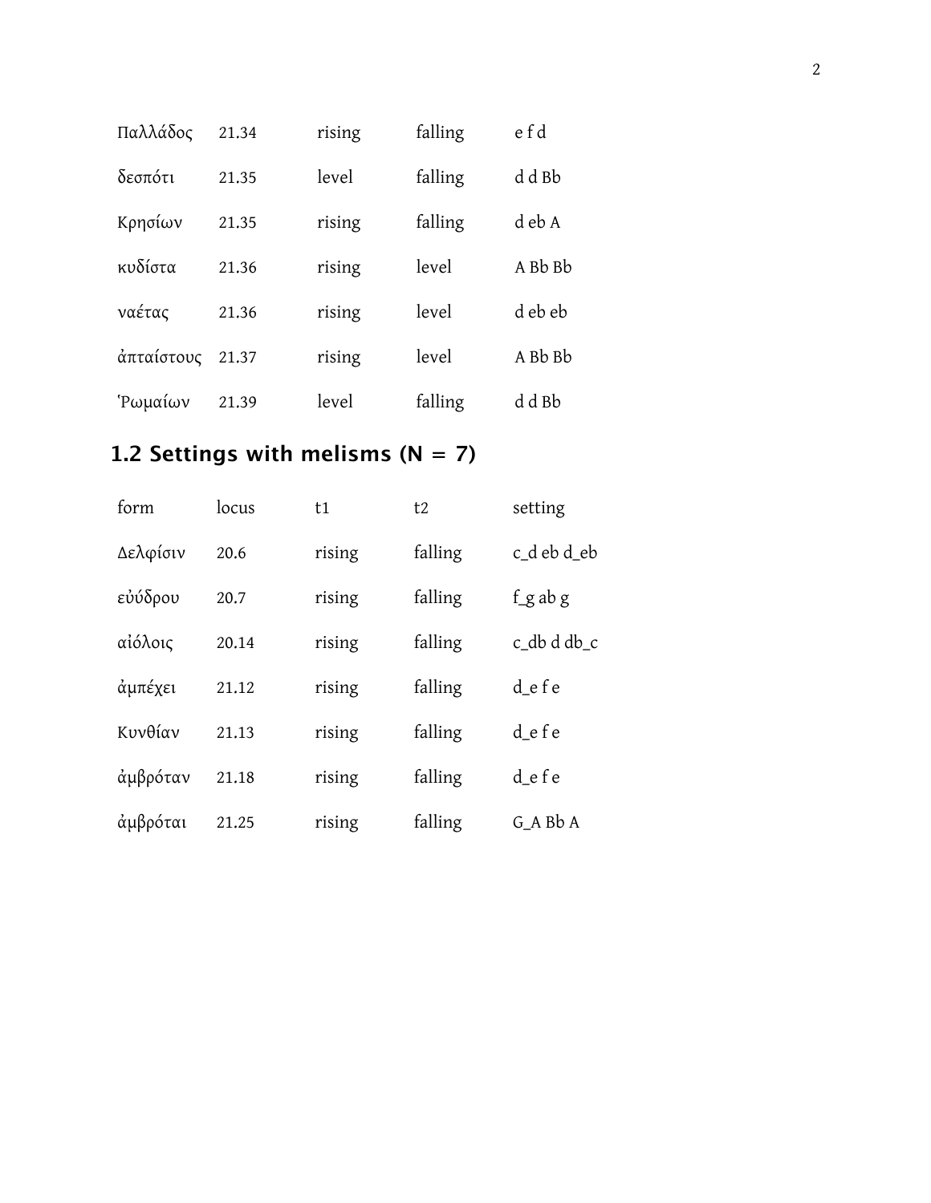| | | | | |
|---|---|---|---|---|
| Παλλάδος | 21.34 | rising | falling | e f d |
| δεσπότι | 21.35 | level | falling | d d Bb |
| Κρησίων | 21.35 | rising | falling | d eb A |
| κυδίστα | 21.36 | rising | level | A Bb Bb |
| ναέτας | 21.36 | rising | level | d eb eb |
| ἀπταίστους | 21.37 | rising | level | A Bb Bb |
| Ῥωμαίων | 21.39 | level | falling | d d Bb |

## 1.2 Settings with melisms (N = 7)

| form | locus | t1 | t2 | setting |
|---|---|---|---|---|
| Δελφίσιν | 20.6 | rising | falling | c_d eb d_eb |
| εὐύδρου | 20.7 | rising | falling | f_g ab g |
| αἰόλοις | 20.14 | rising | falling | c_db d db_c |
| ἀμπέχει | 21.12 | rising | falling | d_e f e |
| Κυνθίαν | 21.13 | rising | falling | d_e f e |
| ἀμβρόταν | 21.18 | rising | falling | d_e f e |
| ἀμβρόται | 21.25 | rising | falling | G_A Bb A |